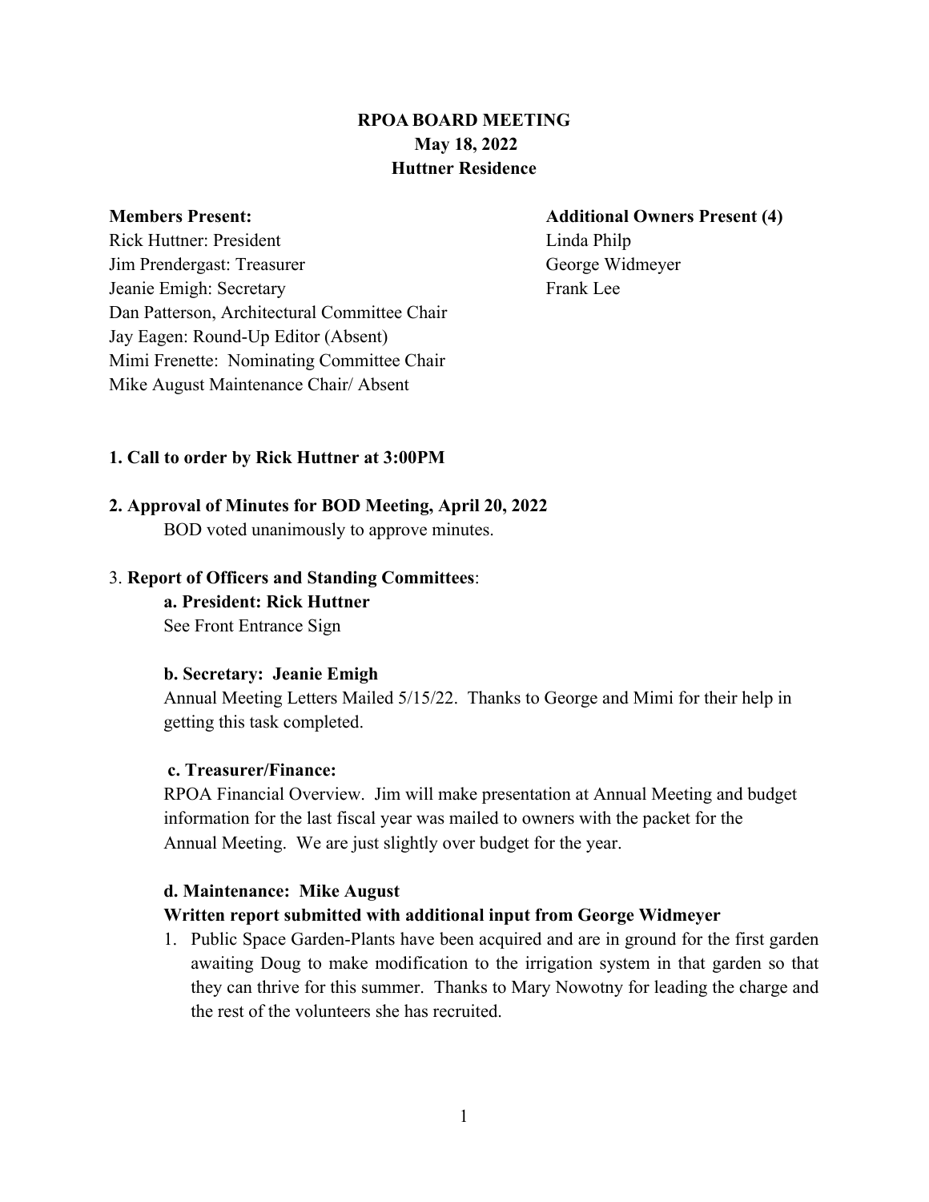**RPOA BOARD MEETING**
**May 18, 2022**
**Huttner Residence**

**Members Present:**
Rick Huttner: President
Jim Prendergast: Treasurer
Jeanie Emigh: Secretary
Dan Patterson, Architectural Committee Chair
Jay Eagen: Round-Up Editor (Absent)
Mimi Frenette: Nominating Committee Chair
Mike August Maintenance Chair/ Absent

**Additional Owners Present (4)**
Linda Philp
George Widmeyer
Frank Lee

**1. Call to order by Rick Huttner at 3:00PM**

**2. Approval of Minutes for BOD Meeting, April 20, 2022**

BOD voted unanimously to approve minutes.

3. **Report of Officers and Standing Committees**:

**a. President: Rick Huttner**

See Front Entrance Sign

**b. Secretary: Jeanie Emigh**

Annual Meeting Letters Mailed 5/15/22. Thanks to George and Mimi for their help in getting this task completed.

**c. Treasurer/Finance:**

RPOA Financial Overview. Jim will make presentation at Annual Meeting and budget information for the last fiscal year was mailed to owners with the packet for the Annual Meeting. We are just slightly over budget for the year.

**d. Maintenance: Mike August**

**Written report submitted with additional input from George Widmeyer**

1. Public Space Garden-Plants have been acquired and are in ground for the first garden awaiting Doug to make modification to the irrigation system in that garden so that they can thrive for this summer. Thanks to Mary Nowotny for leading the charge and the rest of the volunteers she has recruited.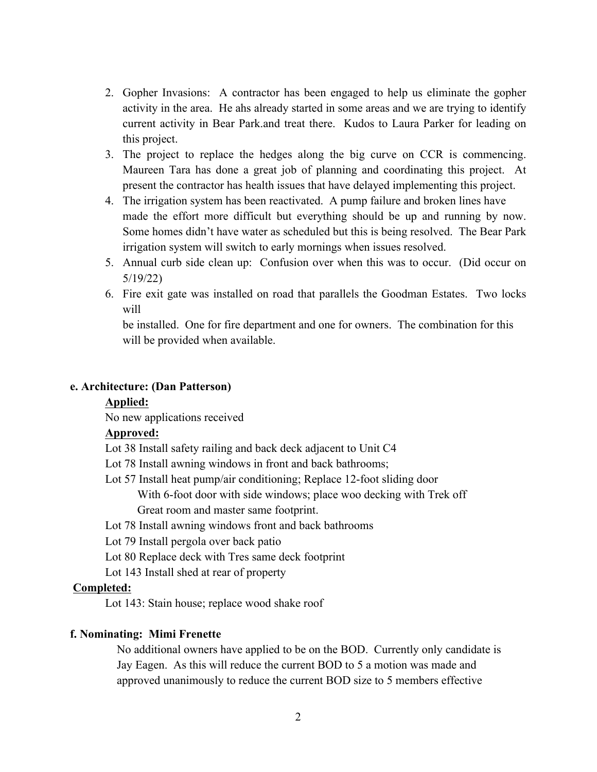2. Gopher Invasions: A contractor has been engaged to help us eliminate the gopher activity in the area. He ahs already started in some areas and we are trying to identify current activity in Bear Park.and treat there. Kudos to Laura Parker for leading on this project.
3. The project to replace the hedges along the big curve on CCR is commencing. Maureen Tara has done a great job of planning and coordinating this project. At present the contractor has health issues that have delayed implementing this project.
4. The irrigation system has been reactivated. A pump failure and broken lines have made the effort more difficult but everything should be up and running by now. Some homes didn't have water as scheduled but this is being resolved. The Bear Park irrigation system will switch to early mornings when issues resolved.
5. Annual curb side clean up: Confusion over when this was to occur. (Did occur on 5/19/22)
6. Fire exit gate was installed on road that parallels the Goodman Estates. Two locks will
   be installed. One for fire department and one for owners. The combination for this will be provided when available.

**e. Architecture: (Dan Patterson)**

**Applied:**

No new applications received

**Approved:**

Lot 38 Install safety railing and back deck adjacent to Unit C4

Lot 78 Install awning windows in front and back bathrooms;

Lot 57 Install heat pump/air conditioning; Replace 12-foot sliding door
With 6-foot door with side windows; place woo decking with Trek off
Great room and master same footprint.

Lot 78 Install awning windows front and back bathrooms

Lot 79 Install pergola over back patio

Lot 80 Replace deck with Tres same deck footprint

Lot 143 Install shed at rear of property

**Completed:**

Lot 143: Stain house; replace wood shake roof

**f. Nominating: Mimi Frenette**

No additional owners have applied to be on the BOD. Currently only candidate is Jay Eagen. As this will reduce the current BOD to 5 a motion was made and approved unanimously to reduce the current BOD size to 5 members effective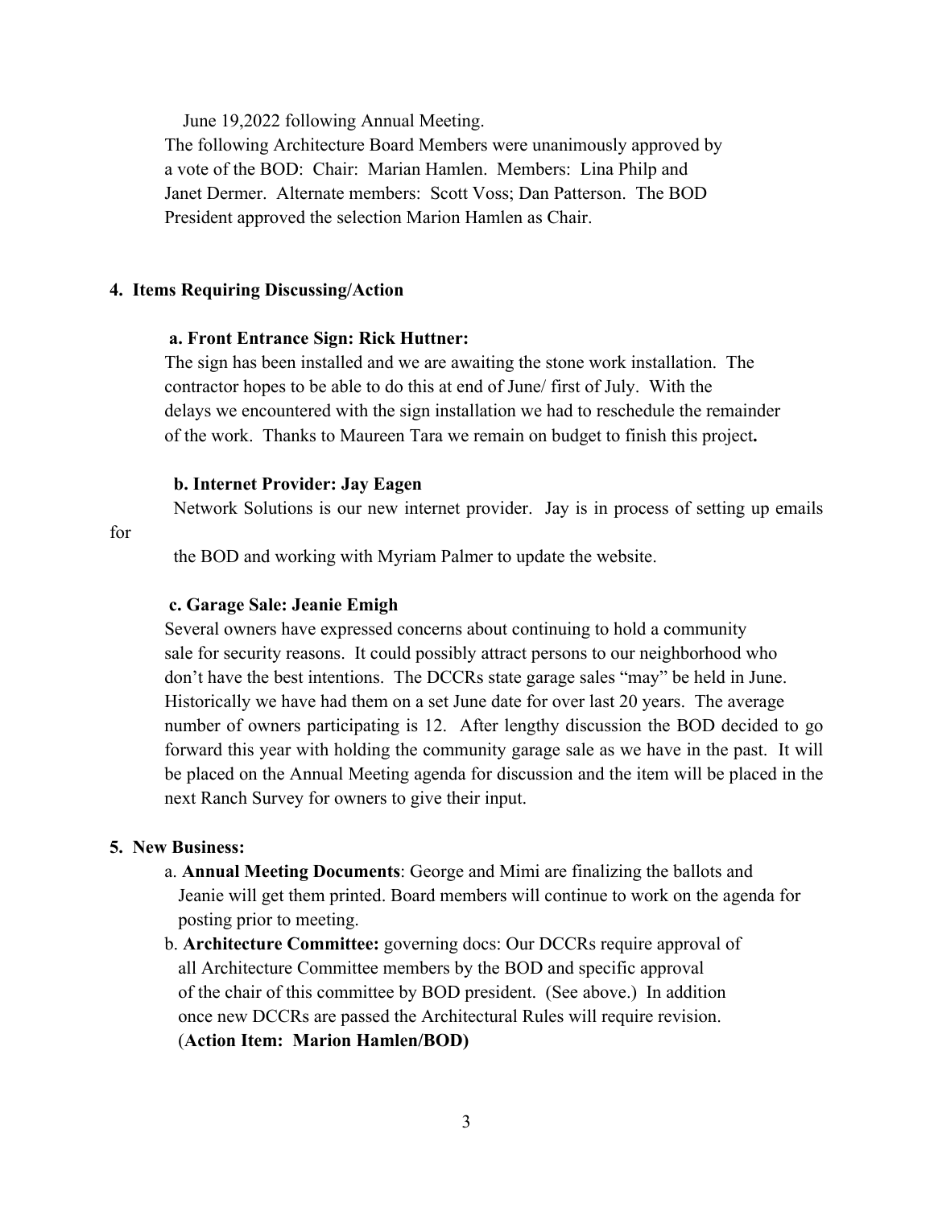June 19,2022 following Annual Meeting.
The following Architecture Board Members were unanimously approved by a vote of the BOD: Chair: Marian Hamlen. Members: Lina Philp and Janet Dermer. Alternate members: Scott Voss; Dan Patterson. The BOD President approved the selection Marion Hamlen as Chair.

**4. Items Requiring Discussing/Action**

**a. Front Entrance Sign: Rick Huttner:**
The sign has been installed and we are awaiting the stone work installation. The contractor hopes to be able to do this at end of June/ first of July. With the delays we encountered with the sign installation we had to reschedule the remainder of the work. Thanks to Maureen Tara we remain on budget to finish this project**.**

**b. Internet Provider: Jay Eagen**
Network Solutions is our new internet provider. Jay is in process of setting up emails for the BOD and working with Myriam Palmer to update the website.

**c. Garage Sale: Jeanie Emigh**
Several owners have expressed concerns about continuing to hold a community sale for security reasons. It could possibly attract persons to our neighborhood who don't have the best intentions. The DCCRs state garage sales "may" be held in June. Historically we have had them on a set June date for over last 20 years. The average number of owners participating is 12. After lengthy discussion the BOD decided to go forward this year with holding the community garage sale as we have in the past. It will be placed on the Annual Meeting agenda for discussion and the item will be placed in the next Ranch Survey for owners to give their input.

**5. New Business:**

a. **Annual Meeting Documents**: George and Mimi are finalizing the ballots and Jeanie will get them printed. Board members will continue to work on the agenda for posting prior to meeting.

b. **Architecture Committee:** governing docs: Our DCCRs require approval of all Architecture Committee members by the BOD and specific approval of the chair of this committee by BOD president. (See above.) In addition once new DCCRs are passed the Architectural Rules will require revision. (**Action Item: Marion Hamlen/BOD)**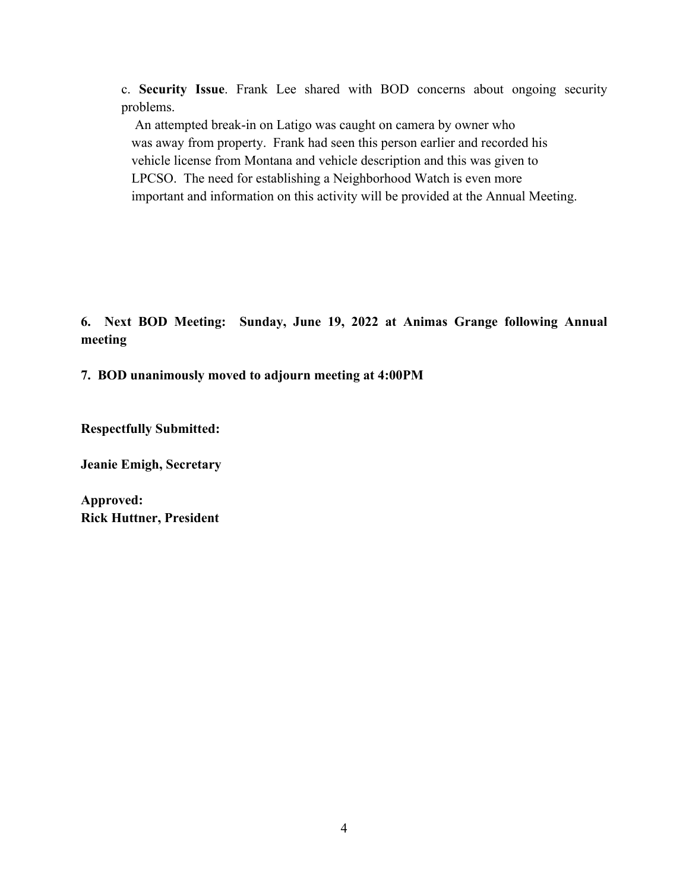c. **Security Issue**. Frank Lee shared with BOD concerns about ongoing security problems.

An attempted break-in on Latigo was caught on camera by owner who was away from property. Frank had seen this person earlier and recorded his vehicle license from Montana and vehicle description and this was given to LPCSO. The need for establishing a Neighborhood Watch is even more important and information on this activity will be provided at the Annual Meeting.

**6. Next BOD Meeting: Sunday, June 19, 2022 at Animas Grange following Annual meeting**

**7. BOD unanimously moved to adjourn meeting at 4:00PM**

**Respectfully Submitted:**

**Jeanie Emigh, Secretary**

**Approved:**
**Rick Huttner, President**